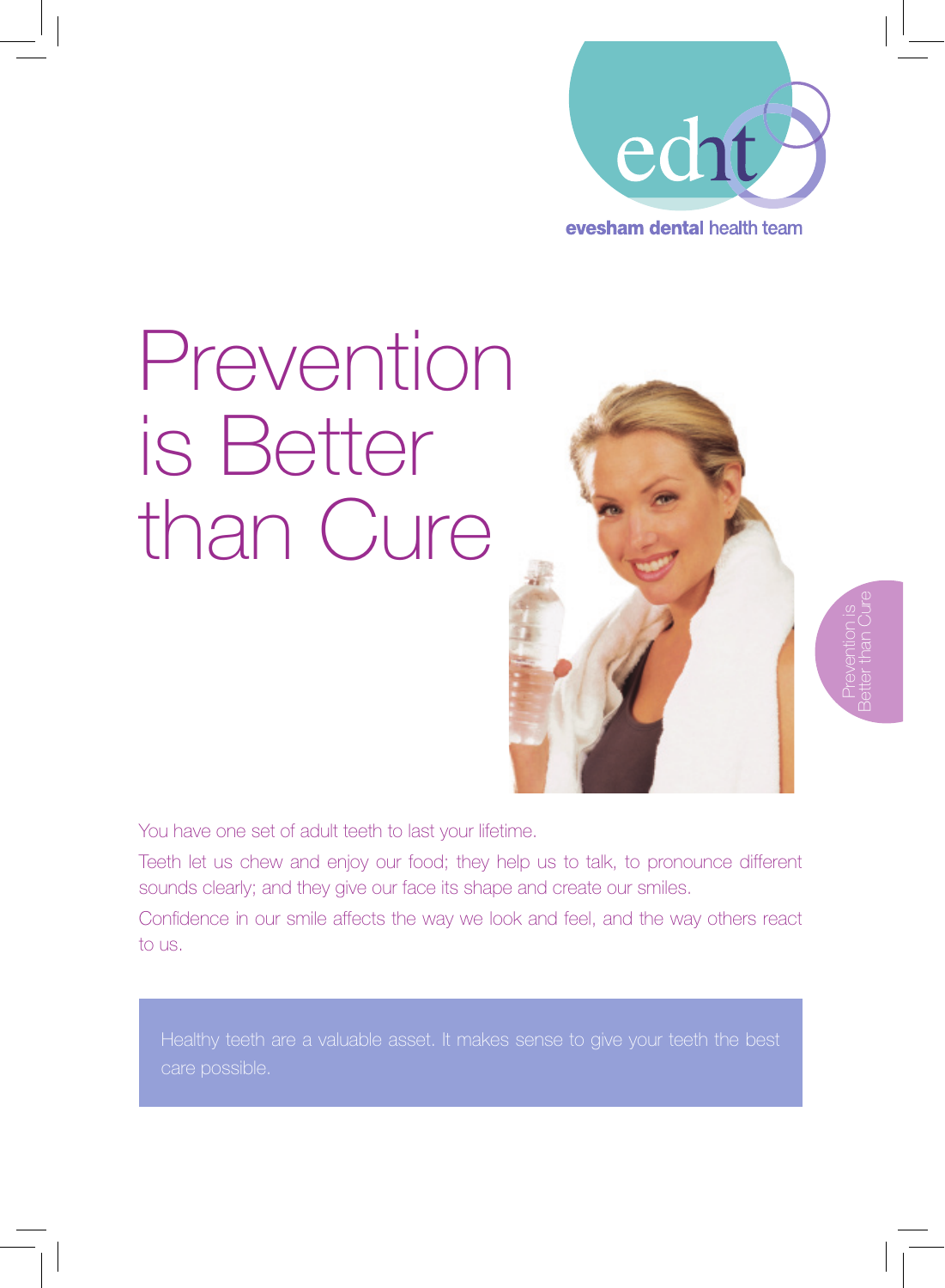edht

**evesham dental** health team

# Prevention is Better than Cure

Prevention is Better than Cure

You have one set of adult teeth to last your lifetime.

Teeth let us chew and enjoy our food; they help us to talk, to pronounce different sounds clearly; and they give our face its shape and create our smiles.

Confidence in our smile affects the way we look and feel, and the way others react to us.

Healthy teeth are a valuable asset. It makes sense to give your teeth the best care possible.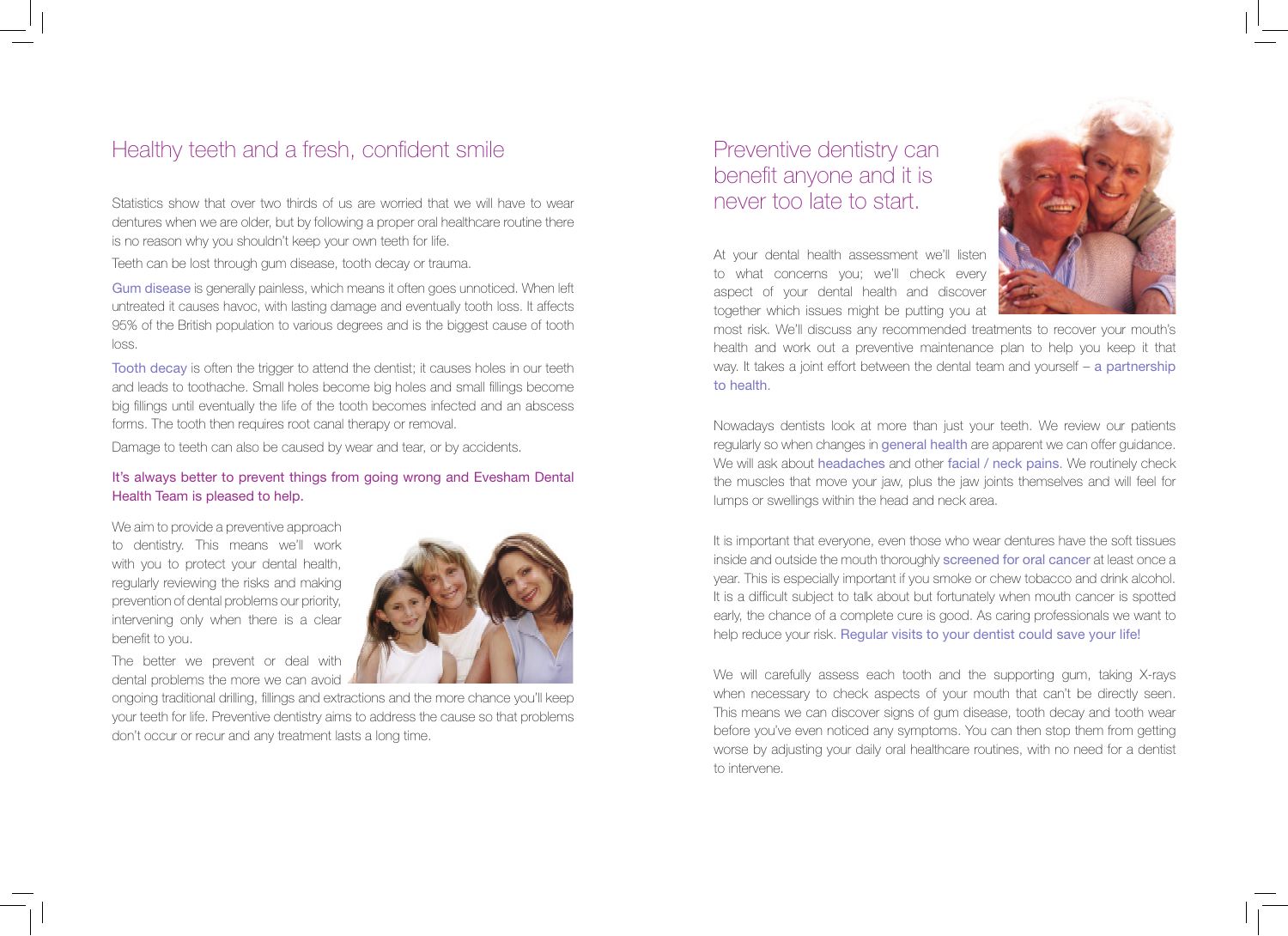## Healthy teeth and a fresh, confident smile

Statistics show that over two thirds of us are worried that we will have to wear dentures when we are older, but by following a proper oral healthcare routine there is no reason why you shouldn't keep your own teeth for life.

Teeth can be lost through gum disease, tooth decay or trauma.

Gum disease is generally painless, which means it often goes unnoticed. When left untreated it causes havoc, with lasting damage and eventually tooth loss. It affects 95% of the British population to various degrees and is the biggest cause of tooth loss.

Tooth decay is often the trigger to attend the dentist; it causes holes in our teeth and leads to toothache. Small holes become big holes and small fillings become big fillings until eventually the life of the tooth becomes infected and an abscess forms. The tooth then requires root canal therapy or removal.

Damage to teeth can also be caused by wear and tear, or by accidents.

It's always better to prevent things from going wrong and Evesham Dental Health Team is pleased to help.

We aim to provide a preventive approach to dentistry. This means we'll work with you to protect your dental health, regularly reviewing the risks and making prevention of dental problems our priority, intervening only when there is a clear benefit to you.

The better we prevent or deal with dental problems the more we can avoid ongoing traditional drilling, fillings and extractions and the more chance you'll keep your teeth for life. Preventive dentistry aims to address the cause so that problems don't occur or recur and any treatment lasts a long time.

## Preventive dentistry can benefit anyone and it is never too late to start.

At your dental health assessment we'll listen to what concerns you; we'll check every aspect of your dental health and discover together which issues might be putting you at most risk. We'll discuss any recommended treatments to recover your mouth's health and work out a preventive maintenance plan to help you keep it that way. It takes a joint effort between the dental team and yourself – a partnership to health.

Nowadays dentists look at more than just your teeth. We review our patients regularly so when changes in general health are apparent we can offer guidance. We will ask about headaches and other facial / neck pains. We routinely check the muscles that move your jaw, plus the jaw joints themselves and will feel for lumps or swellings within the head and neck area.

It is important that everyone, even those who wear dentures have the soft tissues inside and outside the mouth thoroughly screened for oral cancer at least once a year. This is especially important if you smoke or chew tobacco and drink alcohol. It is a difficult subject to talk about but fortunately when mouth cancer is spotted early, the chance of a complete cure is good. As caring professionals we want to help reduce your risk. Regular visits to your dentist could save your life!

We will carefully assess each tooth and the supporting gum, taking X-rays when necessary to check aspects of your mouth that can't be directly seen. This means we can discover signs of gum disease, tooth decay and tooth wear before you've even noticed any symptoms. You can then stop them from getting worse by adjusting your daily oral healthcare routines, with no need for a dentist to intervene.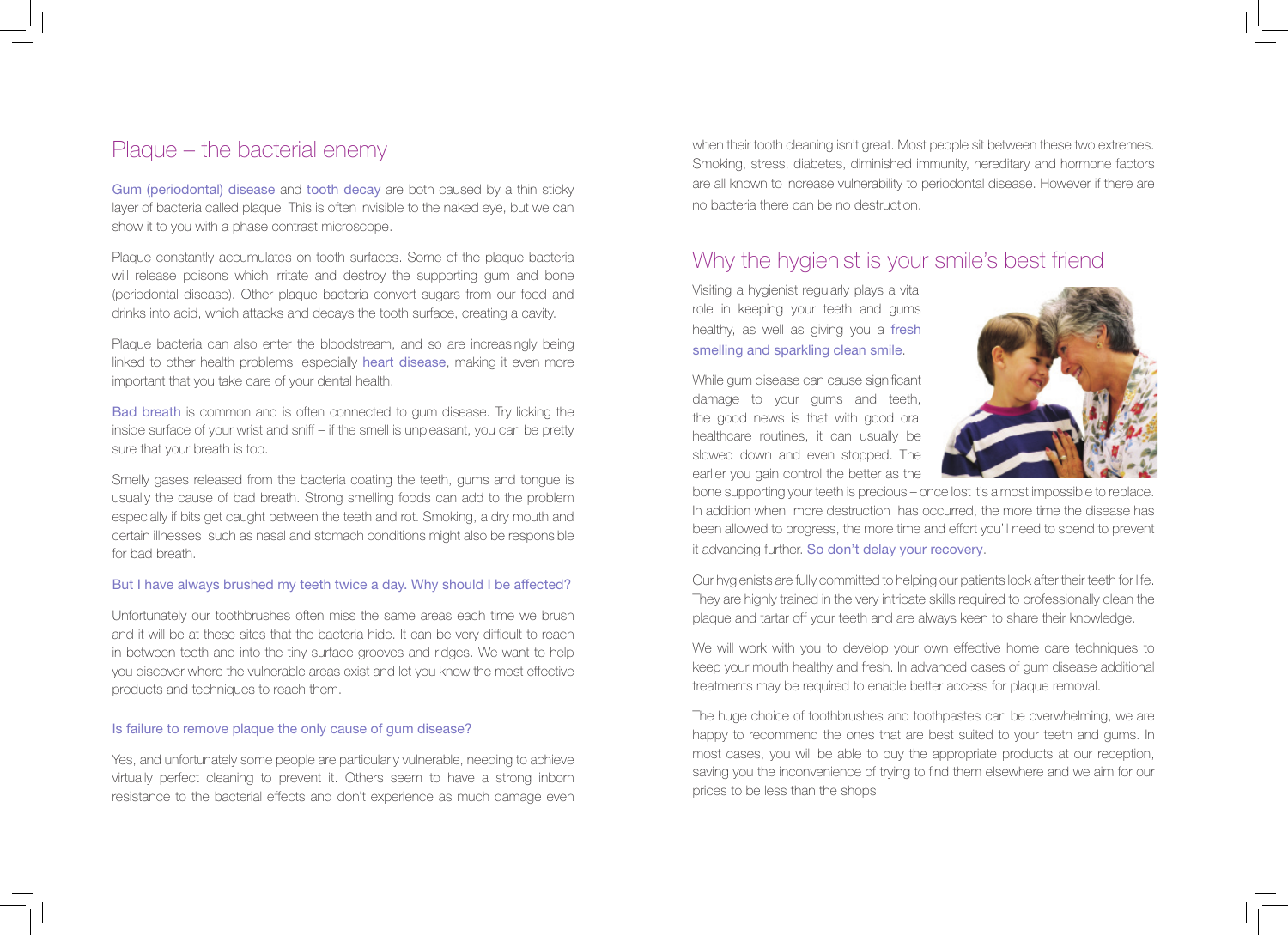## Plaque – the bacterial enemy

Gum (periodontal) disease and tooth decay are both caused by a thin sticky layer of bacteria called plaque. This is often invisible to the naked eye, but we can show it to you with a phase contrast microscope.

Plaque constantly accumulates on tooth surfaces. Some of the plaque bacteria will release poisons which irritate and destroy the supporting gum and bone (periodontal disease). Other plaque bacteria convert sugars from our food and drinks into acid, which attacks and decays the tooth surface, creating a cavity.

Plaque bacteria can also enter the bloodstream, and so are increasingly being linked to other health problems, especially heart disease, making it even more important that you take care of your dental health.

Bad breath is common and is often connected to gum disease. Try licking the inside surface of your wrist and sniff – if the smell is unpleasant, you can be pretty sure that your breath is too.

Smelly gases released from the bacteria coating the teeth, gums and tongue is usually the cause of bad breath. Strong smelling foods can add to the problem especially if bits get caught between the teeth and rot. Smoking, a dry mouth and certain illnesses such as nasal and stomach conditions might also be responsible for bad breath.

### But I have always brushed my teeth twice a day. Why should I be affected?

Unfortunately our toothbrushes often miss the same areas each time we brush and it will be at these sites that the bacteria hide. It can be very difficult to reach in between teeth and into the tiny surface grooves and ridges. We want to help you discover where the vulnerable areas exist and let you know the most effective products and techniques to reach them.

### Is failure to remove plaque the only cause of gum disease?

Yes, and unfortunately some people are particularly vulnerable, needing to achieve virtually perfect cleaning to prevent it. Others seem to have a strong inborn resistance to the bacterial effects and don't experience as much damage even when their tooth cleaning isn't great. Most people sit between these two extremes. Smoking, stress, diabetes, diminished immunity, hereditary and hormone factors are all known to increase vulnerability to periodontal disease. However if there are no bacteria there can be no destruction.

## Why the hygienist is your smile's best friend

Visiting a hygienist regularly plays a vital role in keeping your teeth and gums healthy, as well as giving you a fresh smelling and sparkling clean smile.

While gum disease can cause significant damage to your gums and teeth, the good news is that with good oral healthcare routines, it can usually be slowed down and even stopped. The earlier you gain control the better as the bone supporting your teeth is precious – once lost it's almost impossible to replace. In addition when more destruction has occurred, the more time the disease has been allowed to progress, the more time and effort you'll need to spend to prevent it advancing further. So don't delay your recovery.

Our hygienists are fully committed to helping our patients look after their teeth for life. They are highly trained in the very intricate skills required to professionally clean the plaque and tartar off your teeth and are always keen to share their knowledge.

We will work with you to develop your own effective home care techniques to keep your mouth healthy and fresh. In advanced cases of gum disease additional treatments may be required to enable better access for plaque removal.

The huge choice of toothbrushes and toothpastes can be overwhelming, we are happy to recommend the ones that are best suited to your teeth and gums. In most cases, you will be able to buy the appropriate products at our reception, saving you the inconvenience of trying to find them elsewhere and we aim for our prices to be less than the shops.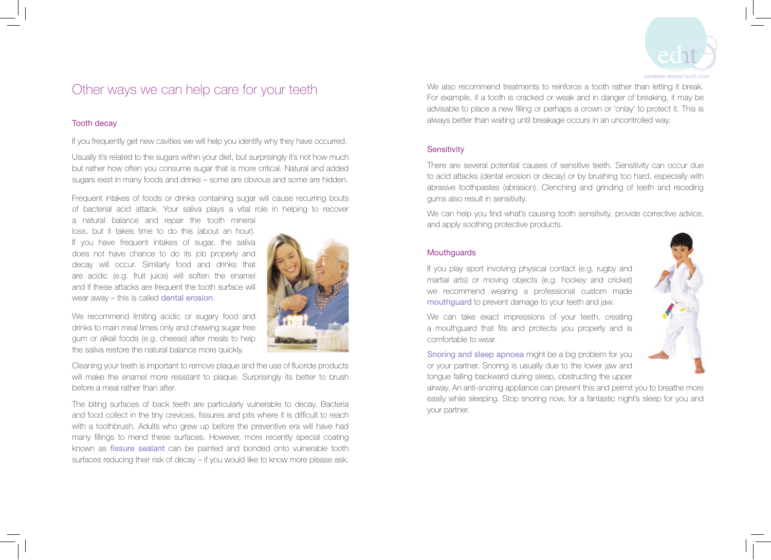# Other ways we can help care for your teeth

## Tooth decay

If you frequently get new cavities we will help you identify why they have occurred.

Usually it's related to the sugars within your diet, but surprisingly it's not how much but rather how often you consume sugar that is more critical. Natural and added sugars exist in many foods and drinks – some are obvious and some are hidden.

Frequent intakes of foods or drinks containing sugar will cause recurring bouts of bacterial acid attack. Your saliva plays a vital role in helping to recover a natural balance and repair the tooth mineral loss, but it takes time to do this (about an hour). If you have frequent intakes of sugar, the saliva does not have chance to do its job properly and decay will occur. Similarly food and drinks that are acidic (e.g. fruit juice) will soften the enamel and if these attacks are frequent the tooth surface will wear away – this is called dental erosion.

We recommend limiting acidic or sugary food and drinks to main meal times only and chewing sugar free gum or alkali foods (e.g. cheese) after meals to help the saliva restore the natural balance more quickly.

Cleaning your teeth is important to remove plaque and the use of fluoride products will make the enamel more resistant to plaque. Surprisingly its better to brush before a meal rather than after.

The biting surfaces of back teeth are particularly vulnerable to decay. Bacteria and food collect in the tiny crevices, fissures and pits where it is difficult to reach with a toothbrush. Adults who grew up before the preventive era will have had many fillings to mend these surfaces. However, more recently special coating known as fissure sealant can be painted and bonded onto vulnerable tooth surfaces reducing their risk of decay – if you would like to know more please ask.

We also recommend treatments to reinforce a tooth rather than letting it break. For example, if a tooth is cracked or weak and in danger of breaking, it may be advisable to place a new filling or perhaps a crown or 'onlay' to protect it. This is always better than waiting until breakage occurs in an uncontrolled way.

## Sensitivity

There are several potential causes of sensitive teeth. Sensitivity can occur due to acid attacks (dental erosion or decay) or by brushing too hard, especially with abrasive toothpastes (abrasion). Clenching and grinding of teeth and receding gums also result in sensitivity.

We can help you find what's causing tooth sensitivity, provide corrective advice, and apply soothing protective products.

## Mouthguards

If you play sport involving physical contact (e.g. rugby and martial arts) or moving objects (e.g. hockey and cricket) we recommend wearing a professional custom made mouthguard to prevent damage to your teeth and jaw.

We can take exact impressions of your teeth, creating a mouthguard that fits and protects you properly and is comfortable to wear.

Snoring and sleep apnoea might be a big problem for you or your partner. Snoring is usually due to the lower jaw and tongue falling backward during sleep, obstructing the upper airway. An anti-snoring appliance can prevent this and permit you to breathe more easily while sleeping. Stop snoring now, for a fantastic night's sleep for you and your partner.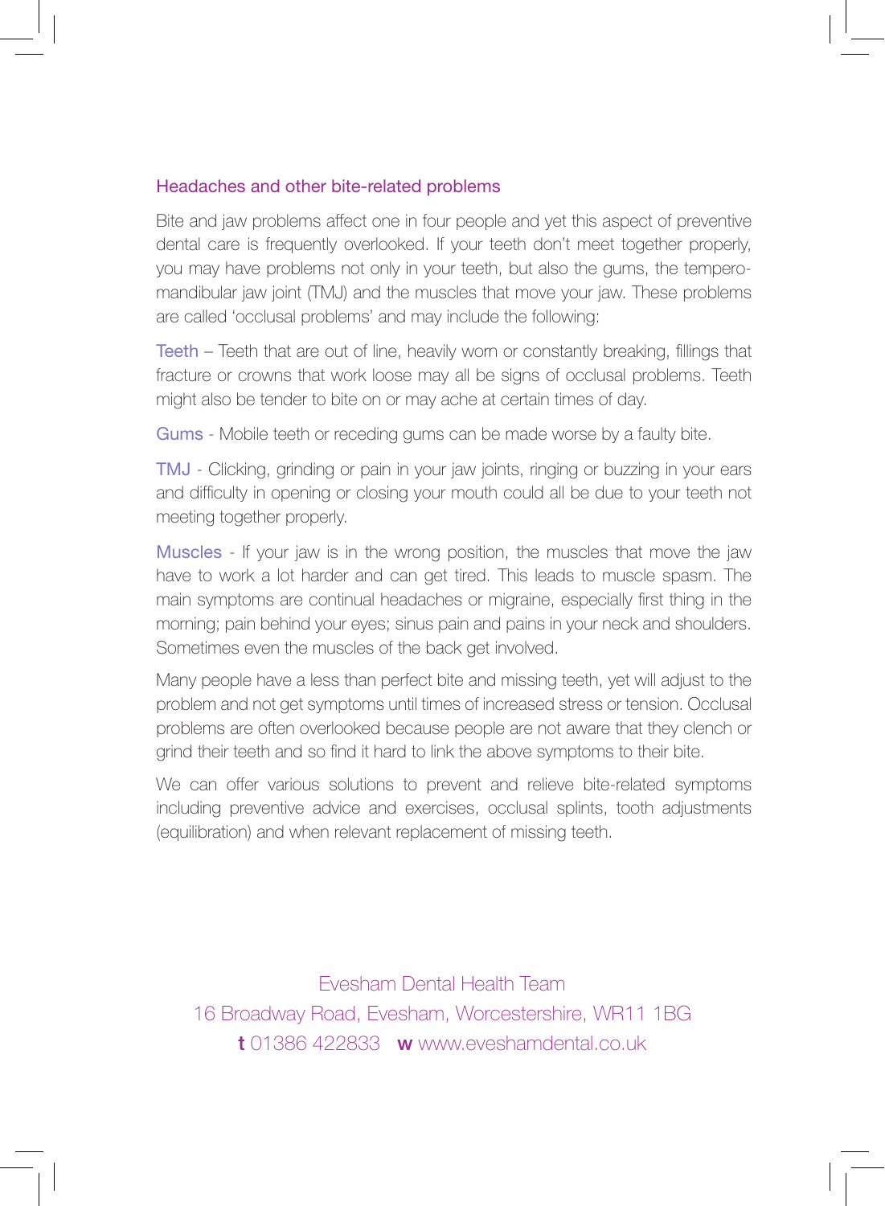## Headaches and other bite-related problems

Bite and jaw problems affect one in four people and yet this aspect of preventive dental care is frequently overlooked. If your teeth don't meet together properly, you may have problems not only in your teeth, but also the gums, the tempero-mandibular jaw joint (TMJ) and the muscles that move your jaw. These problems are called 'occlusal problems' and may include the following:

**Teeth** – Teeth that are out of line, heavily worn or constantly breaking, fillings that fracture or crowns that work loose may all be signs of occlusal problems. Teeth might also be tender to bite on or may ache at certain times of day.

**Gums** - Mobile teeth or receding gums can be made worse by a faulty bite.

**TMJ** - Clicking, grinding or pain in your jaw joints, ringing or buzzing in your ears and difficulty in opening or closing your mouth could all be due to your teeth not meeting together properly.

**Muscles** - If your jaw is in the wrong position, the muscles that move the jaw have to work a lot harder and can get tired. This leads to muscle spasm. The main symptoms are continual headaches or migraine, especially first thing in the morning; pain behind your eyes; sinus pain and pains in your neck and shoulders. Sometimes even the muscles of the back get involved.

Many people have a less than perfect bite and missing teeth, yet will adjust to the problem and not get symptoms until times of increased stress or tension. Occlusal problems are often overlooked because people are not aware that they clench or grind their teeth and so find it hard to link the above symptoms to their bite.

We can offer various solutions to prevent and relieve bite-related symptoms including preventive advice and exercises, occlusal splints, tooth adjustments (equilibration) and when relevant replacement of missing teeth.

Evesham Dental Health Team
16 Broadway Road, Evesham, Worcestershire, WR11 1BG
**t** 01386 422833 **w** www.eveshamdental.co.uk